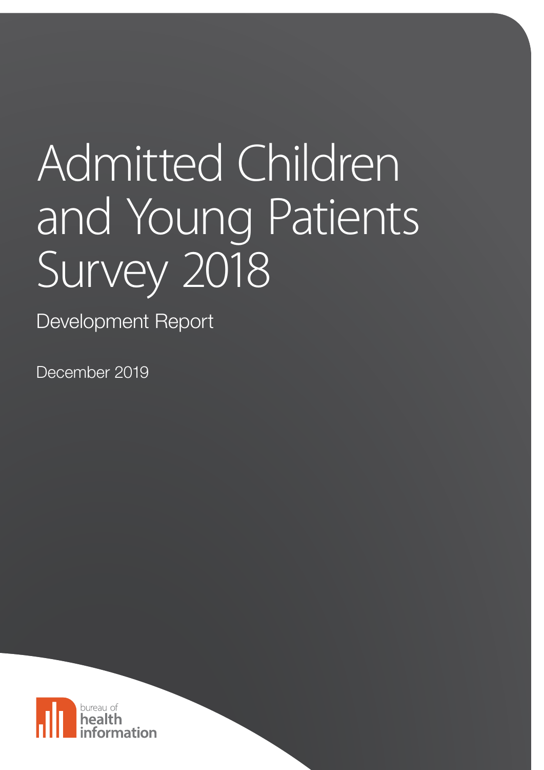# Admitted Children and Young Patients Survey 2018

Development Report

December 2019

bureau of health information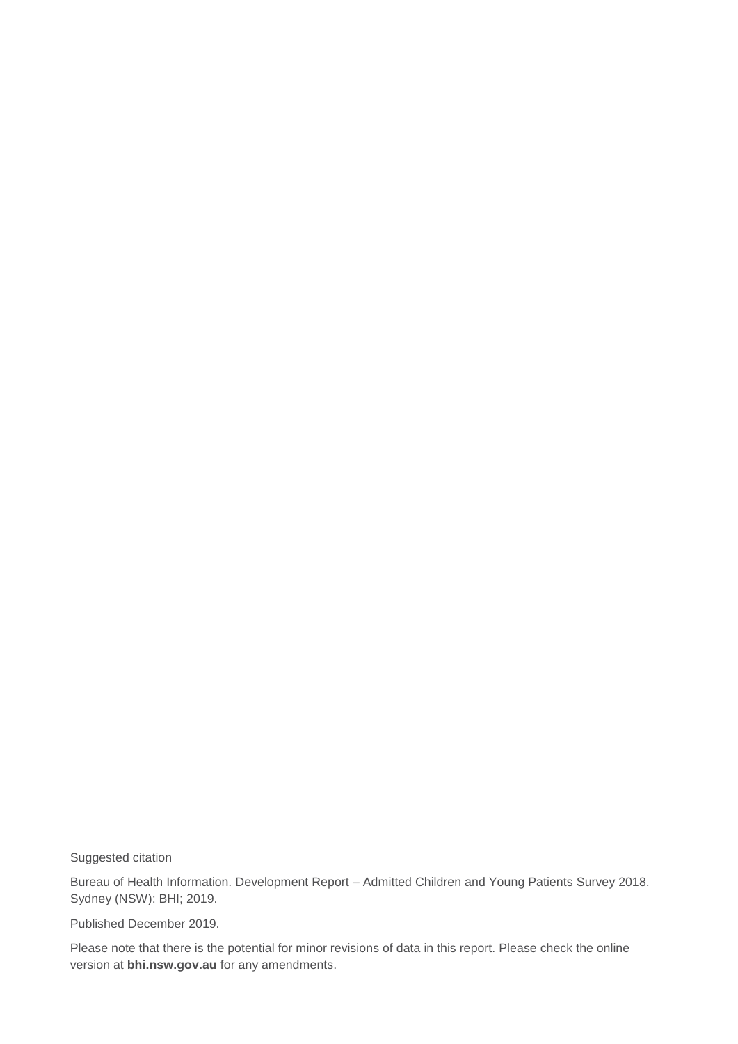Suggested citation

Bureau of Health Information. Development Report – Admitted Children and Young Patients Survey 2018. Sydney (NSW): BHI; 2019.

Published December 2019.

Please note that there is the potential for minor revisions of data in this report. Please check the online version at **bhi.nsw.gov.au** for any amendments.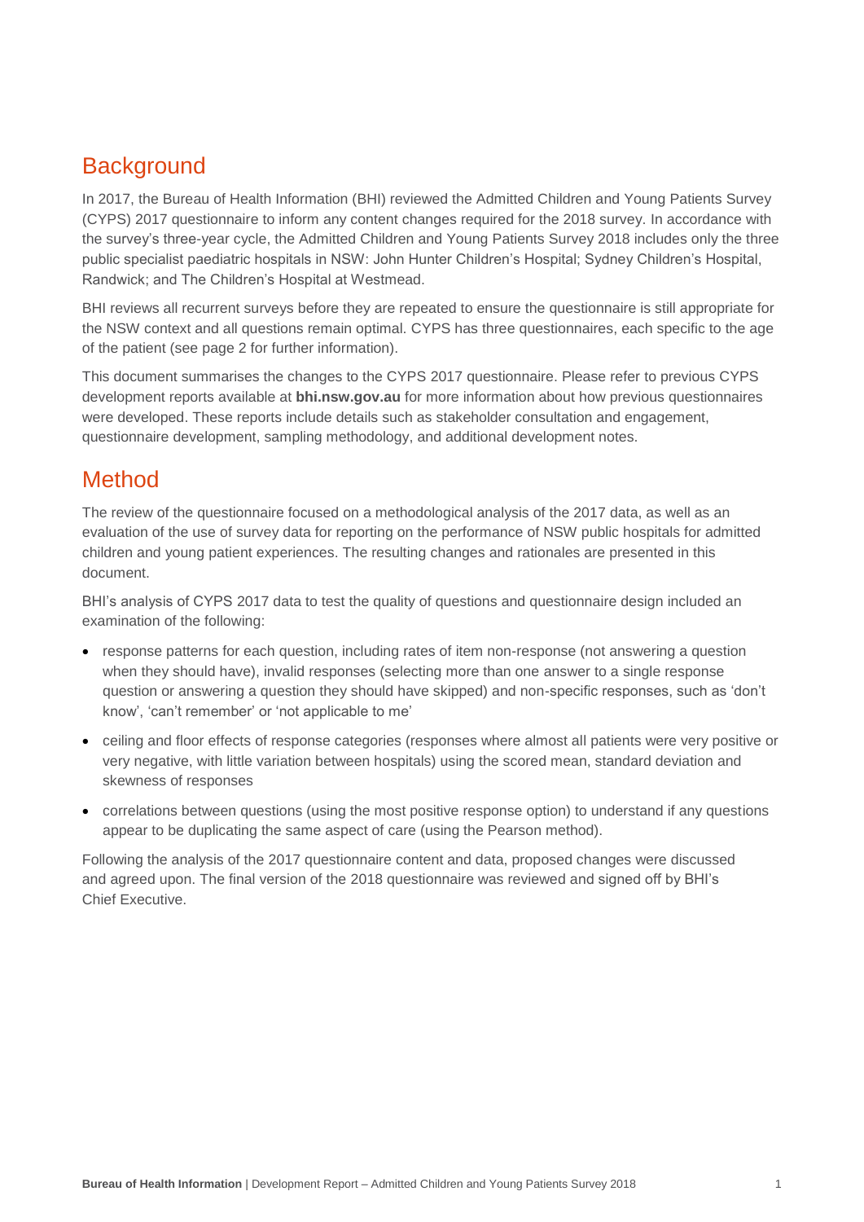## Background

In 2017, the Bureau of Health Information (BHI) reviewed the Admitted Children and Young Patients Survey (CYPS) 2017 questionnaire to inform any content changes required for the 2018 survey. In accordance with the survey's three-year cycle, the Admitted Children and Young Patients Survey 2018 includes only the three public specialist paediatric hospitals in NSW: John Hunter Children's Hospital; Sydney Children's Hospital, Randwick; and The Children's Hospital at Westmead.

BHI reviews all recurrent surveys before they are repeated to ensure the questionnaire is still appropriate for the NSW context and all questions remain optimal. CYPS has three questionnaires, each specific to the age of the patient (see page 2 for further information).

This document summarises the changes to the CYPS 2017 questionnaire. Please refer to previous CYPS development reports available at **bhi.nsw.gov.au** for more information about how previous questionnaires were developed. These reports include details such as stakeholder consultation and engagement, questionnaire development, sampling methodology, and additional development notes.

## Method

The review of the questionnaire focused on a methodological analysis of the 2017 data, as well as an evaluation of the use of survey data for reporting on the performance of NSW public hospitals for admitted children and young patient experiences. The resulting changes and rationales are presented in this document.

BHI's analysis of CYPS 2017 data to test the quality of questions and questionnaire design included an examination of the following:

- response patterns for each question, including rates of item non-response (not answering a question when they should have), invalid responses (selecting more than one answer to a single response question or answering a question they should have skipped) and non-specific responses, such as 'don't know', 'can't remember' or 'not applicable to me'
- ceiling and floor effects of response categories (responses where almost all patients were very positive or very negative, with little variation between hospitals) using the scored mean, standard deviation and skewness of responses
- correlations between questions (using the most positive response option) to understand if any questions appear to be duplicating the same aspect of care (using the Pearson method).

Following the analysis of the 2017 questionnaire content and data, proposed changes were discussed and agreed upon. The final version of the 2018 questionnaire was reviewed and signed off by BHI's Chief Executive.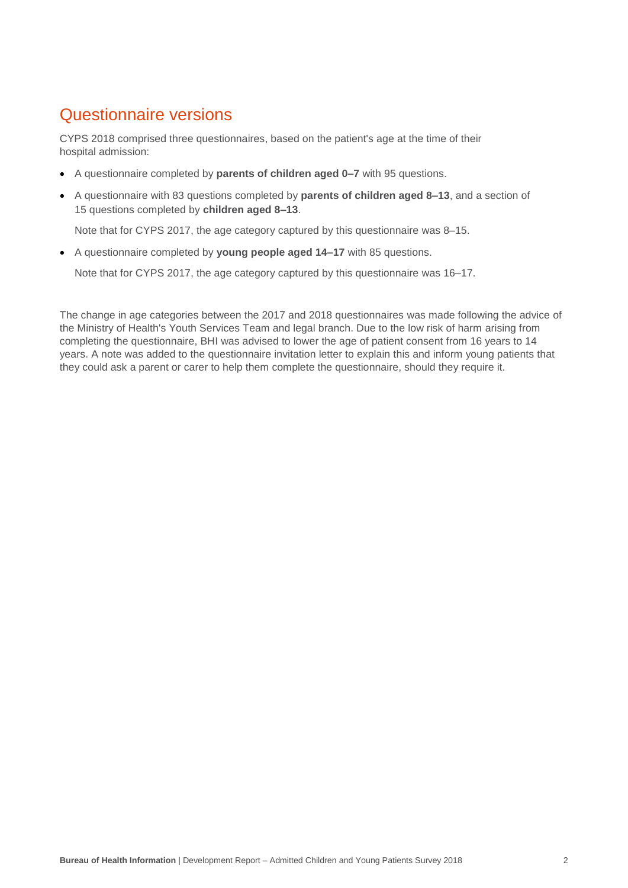## Questionnaire versions

CYPS 2018 comprised three questionnaires, based on the patient's age at the time of their hospital admission:

- A questionnaire completed by **parents of children aged 0–7** with 95 questions.
- A questionnaire with 83 questions completed by **parents of children aged 8–13**, and a section of 15 questions completed by **children aged 8–13**.

  Note that for CYPS 2017, the age category captured by this questionnaire was 8–15.
- A questionnaire completed by **young people aged 14–17** with 85 questions.

  Note that for CYPS 2017, the age category captured by this questionnaire was 16–17.

The change in age categories between the 2017 and 2018 questionnaires was made following the advice of the Ministry of Health's Youth Services Team and legal branch. Due to the low risk of harm arising from completing the questionnaire, BHI was advised to lower the age of patient consent from 16 years to 14 years. A note was added to the questionnaire invitation letter to explain this and inform young patients that they could ask a parent or carer to help them complete the questionnaire, should they require it.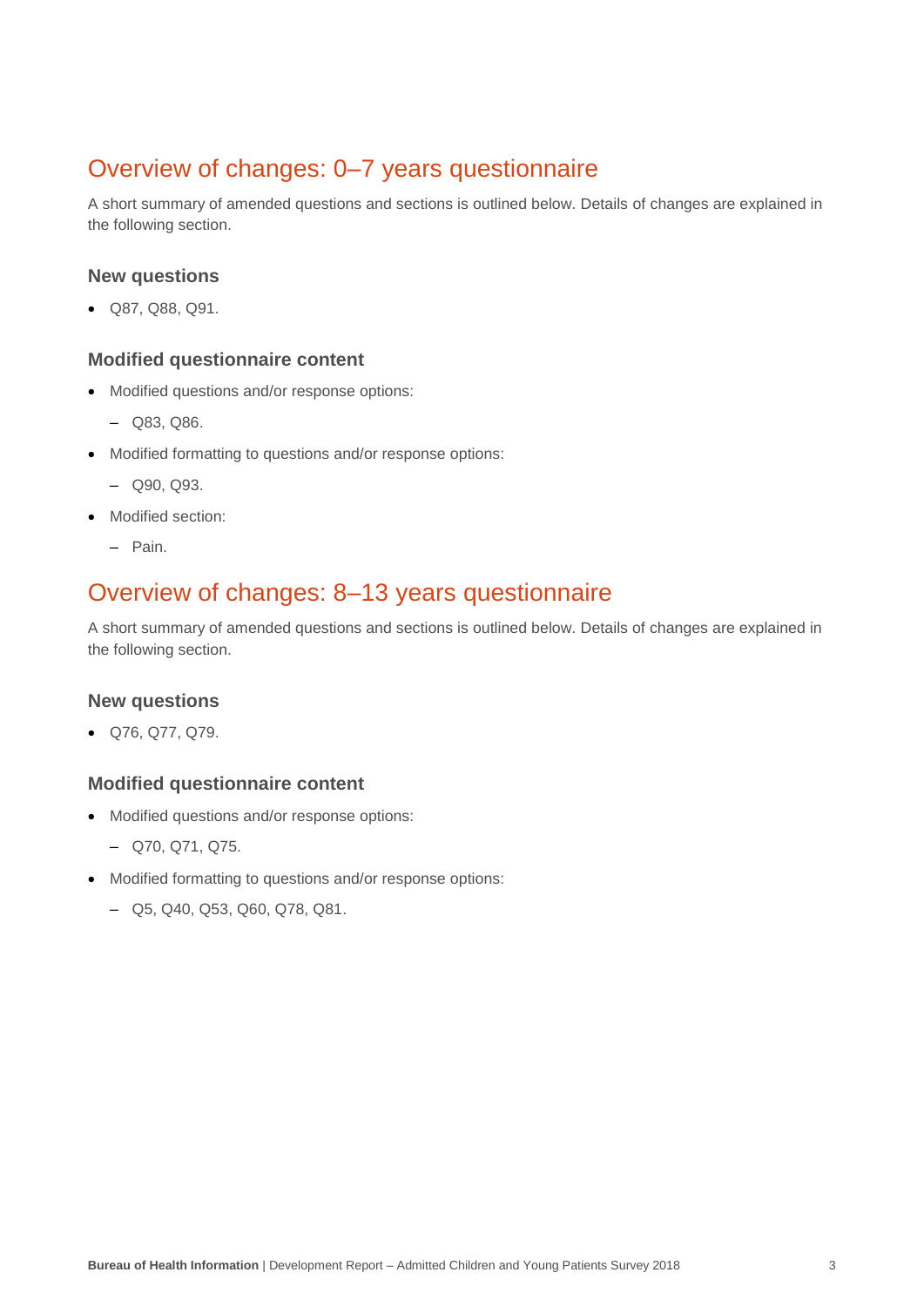## Overview of changes: 0–7 years questionnaire

A short summary of amended questions and sections is outlined below. Details of changes are explained in the following section.

### New questions

- Q87, Q88, Q91.

### Modified questionnaire content

- Modified questions and/or response options:
  - Q83, Q86.
- Modified formatting to questions and/or response options:
  - Q90, Q93.
- Modified section:
  - Pain.

## Overview of changes: 8–13 years questionnaire

A short summary of amended questions and sections is outlined below. Details of changes are explained in the following section.

### New questions

- Q76, Q77, Q79.

### Modified questionnaire content

- Modified questions and/or response options:
  - Q70, Q71, Q75.
- Modified formatting to questions and/or response options:
  - Q5, Q40, Q53, Q60, Q78, Q81.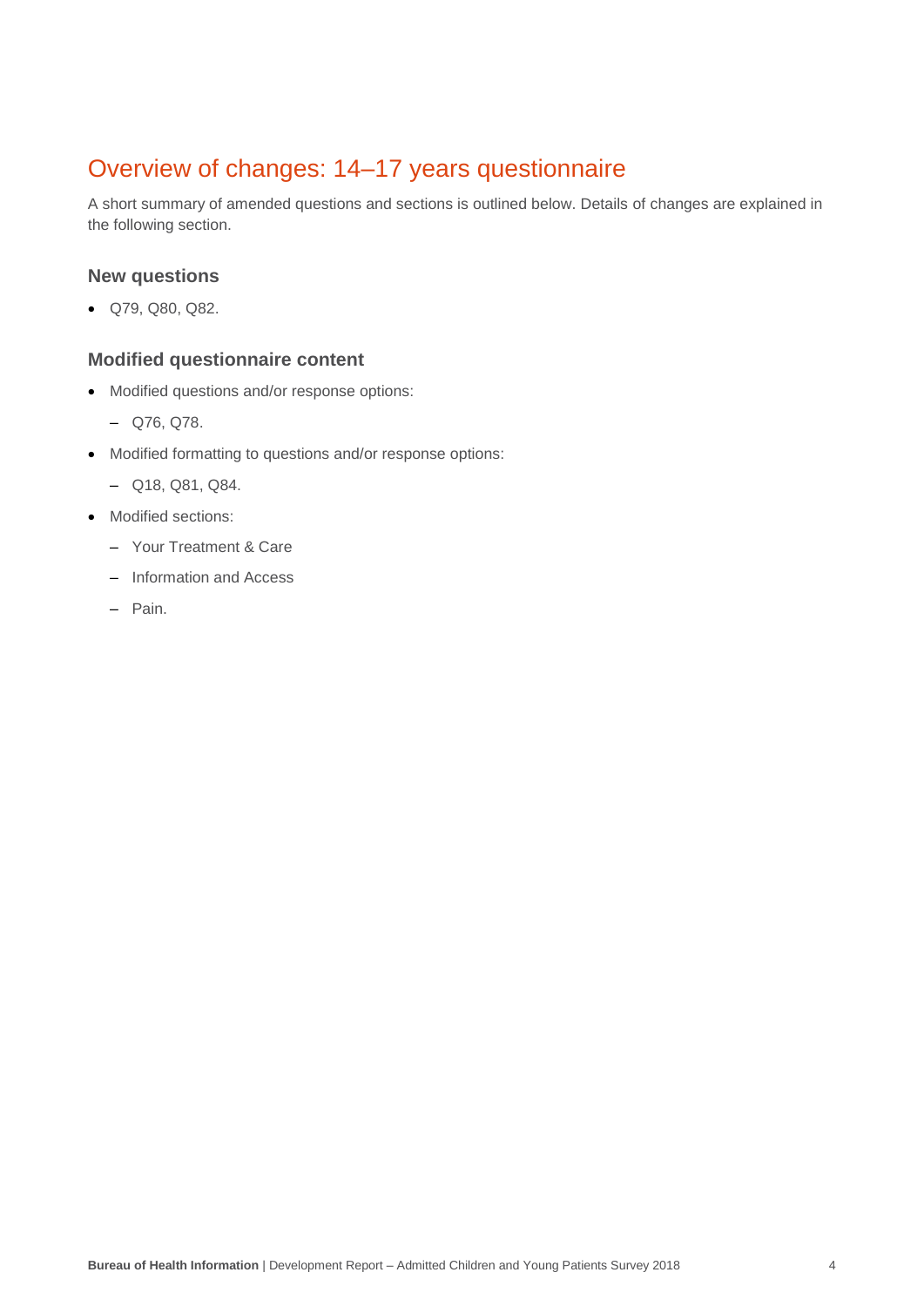## Overview of changes: 14–17 years questionnaire

A short summary of amended questions and sections is outlined below. Details of changes are explained in the following section.

### New questions

- Q79, Q80, Q82.

### Modified questionnaire content

- Modified questions and/or response options:
  - Q76, Q78.
- Modified formatting to questions and/or response options:
  - Q18, Q81, Q84.
- Modified sections:
  - Your Treatment & Care
  - Information and Access
  - Pain.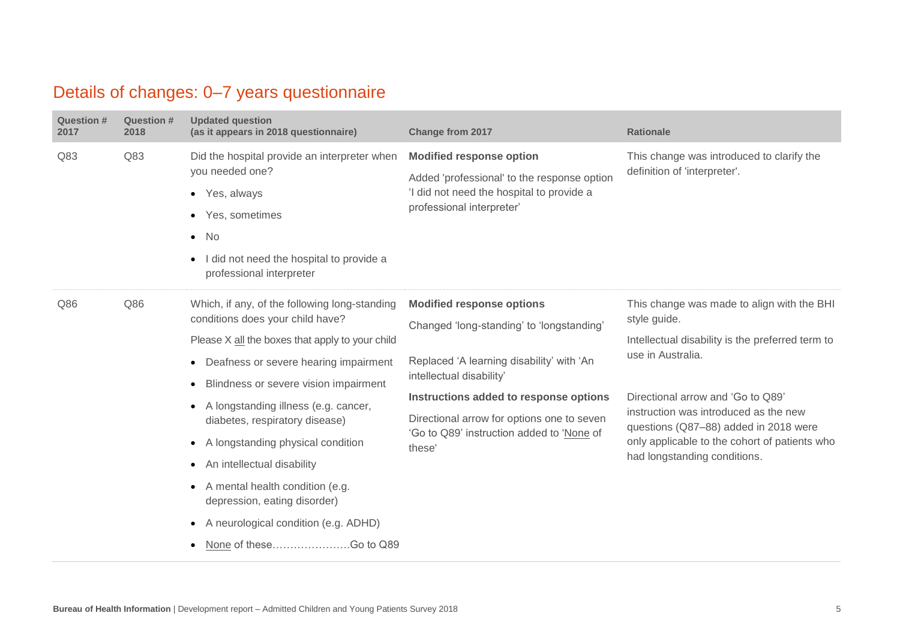## Details of changes: 0–7 years questionnaire

| Question # 2017 | Question # 2018 | Updated question (as it appears in 2018 questionnaire) | Change from 2017 | Rationale |
|---|---|---|---|---|
| Q83 | Q83 | Did the hospital provide an interpreter when you needed one?<br>• Yes, always<br>• Yes, sometimes<br>• No<br>• I did not need the hospital to provide a professional interpreter | **Modified response option**<br>Added 'professional' to the response option 'I did not need the hospital to provide a professional interpreter' | This change was introduced to clarify the definition of 'interpreter'. |
| Q86 | Q86 | Which, if any, of the following long-standing conditions does your child have?<br>Please X all the boxes that apply to your child<br>• Deafness or severe hearing impairment<br>• Blindness or severe vision impairment<br>• A longstanding illness (e.g. cancer, diabetes, respiratory disease)<br>• A longstanding physical condition<br>• An intellectual disability<br>• A mental health condition (e.g. depression, eating disorder)<br>• A neurological condition (e.g. ADHD)<br>• None of these…………………Go to Q89 | **Modified response options**<br>Changed 'long-standing' to 'longstanding'<br>Replaced 'A learning disability' with 'An intellectual disability'<br>**Instructions added to response options**<br>Directional arrow for options one to seven 'Go to Q89' instruction added to 'None of these' | This change was made to align with the BHI style guide.<br>Intellectual disability is the preferred term to use in Australia.<br>Directional arrow and 'Go to Q89' instruction was introduced as the new questions (Q87–88) added in 2018 were only applicable to the cohort of patients who had longstanding conditions. |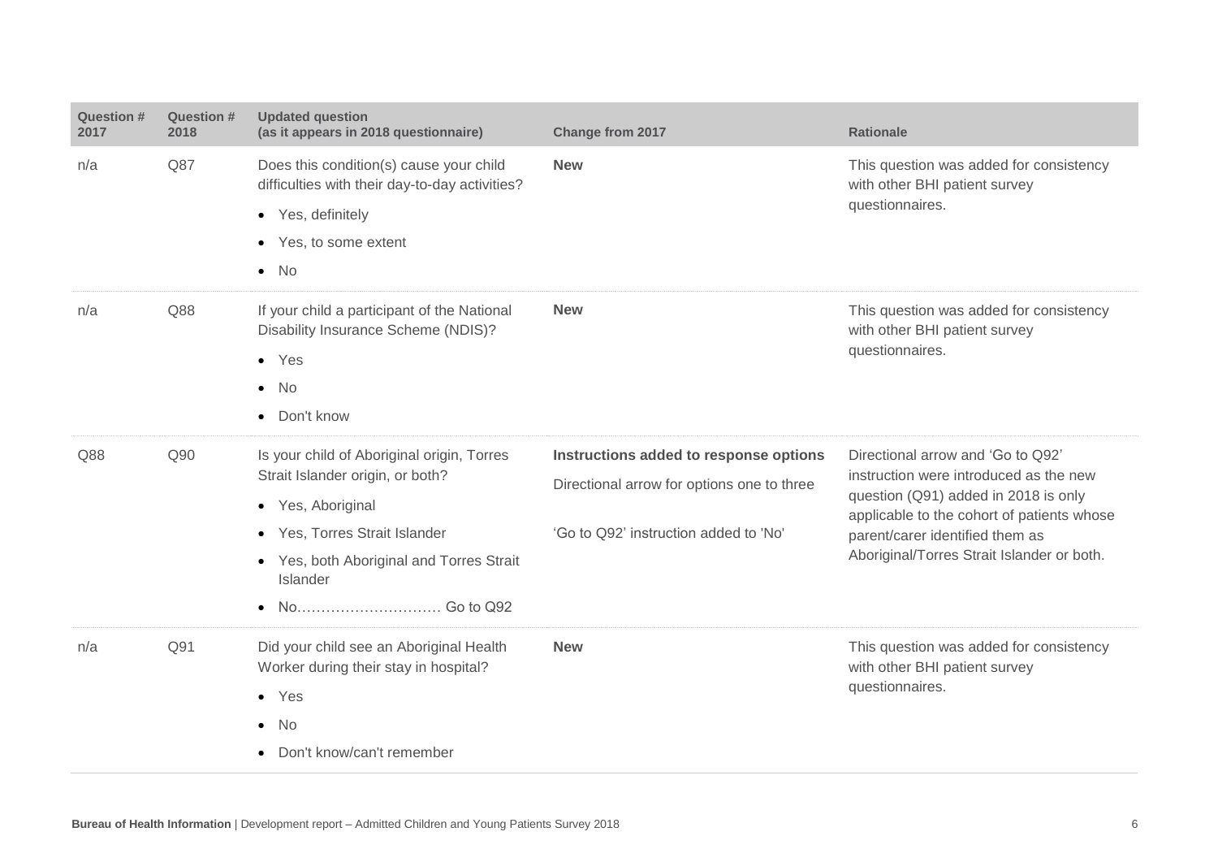| Question # 2017 | Question # 2018 | Updated question (as it appears in 2018 questionnaire) | Change from 2017 | Rationale |
|---|---|---|---|---|
| n/a | Q87 | Does this condition(s) cause your child difficulties with their day-to-day activities?<br>• Yes, definitely<br>• Yes, to some extent<br>• No | **New** | This question was added for consistency with other BHI patient survey questionnaires. |
| n/a | Q88 | If your child a participant of the National Disability Insurance Scheme (NDIS)?<br>• Yes<br>• No<br>• Don't know | **New** | This question was added for consistency with other BHI patient survey questionnaires. |
| Q88 | Q90 | Is your child of Aboriginal origin, Torres Strait Islander origin, or both?<br>• Yes, Aboriginal<br>• Yes, Torres Strait Islander<br>• Yes, both Aboriginal and Torres Strait Islander<br>• No………………………… Go to Q92 | **Instructions added to response options**<br>Directional arrow for options one to three<br>'Go to Q92' instruction added to 'No' | Directional arrow and 'Go to Q92' instruction were introduced as the new question (Q91) added in 2018 is only applicable to the cohort of patients whose parent/carer identified them as Aboriginal/Torres Strait Islander or both. |
| n/a | Q91 | Did your child see an Aboriginal Health Worker during their stay in hospital?<br>• Yes<br>• No<br>• Don't know/can't remember | **New** | This question was added for consistency with other BHI patient survey questionnaires. |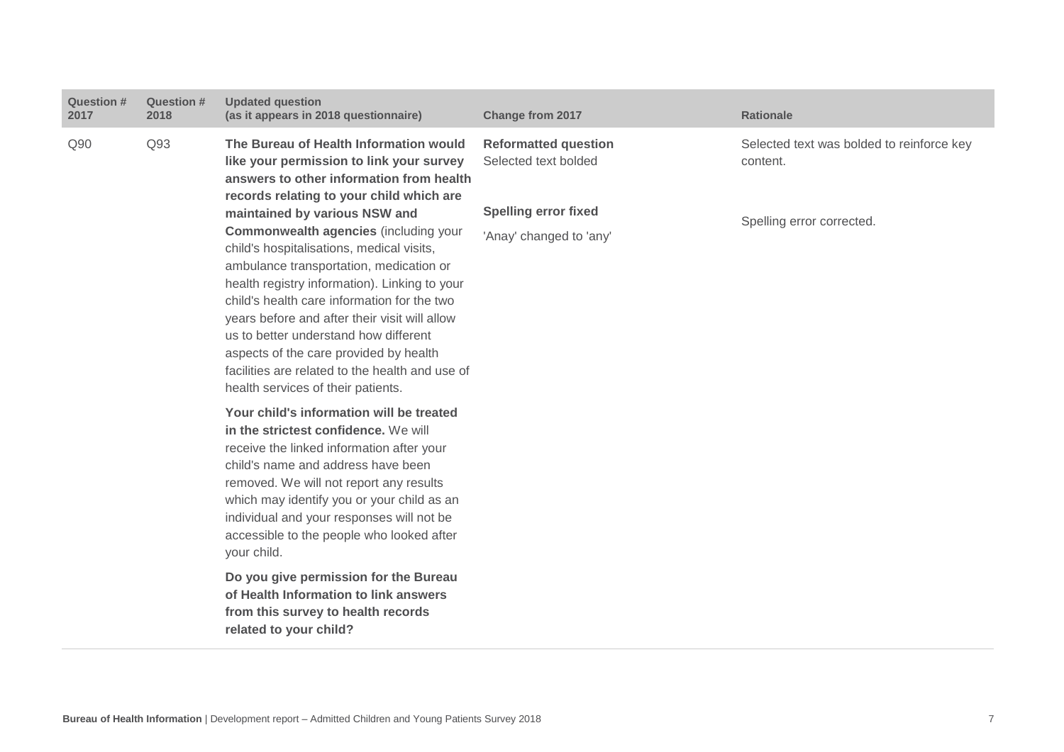| Question # 2017 | Question # 2018 | Updated question (as it appears in 2018 questionnaire) | Change from 2017 | Rationale |
|---|---|---|---|---|
| Q90 | Q93 | **The Bureau of Health Information would like your permission to link your survey answers to other information from health records relating to your child which are maintained by various NSW and Commonwealth agencies** (including your child's hospitalisations, medical visits, ambulance transportation, medication or health registry information). Linking to your child's health care information for the two years before and after their visit will allow us to better understand how different aspects of the care provided by health facilities are related to the health and use of health services of their patients.<br><br>**Your child's information will be treated in the strictest confidence.** We will receive the linked information after your child's name and address have been removed. We will not report any results which may identify you or your child as an individual and your responses will not be accessible to the people who looked after your child.<br><br>**Do you give permission for the Bureau of Health Information to link answers from this survey to health records related to your child?** | **Reformatted question**<br>Selected text bolded<br><br>**Spelling error fixed**<br>'Anay' changed to 'any' | Selected text was bolded to reinforce key content.<br><br>Spelling error corrected. |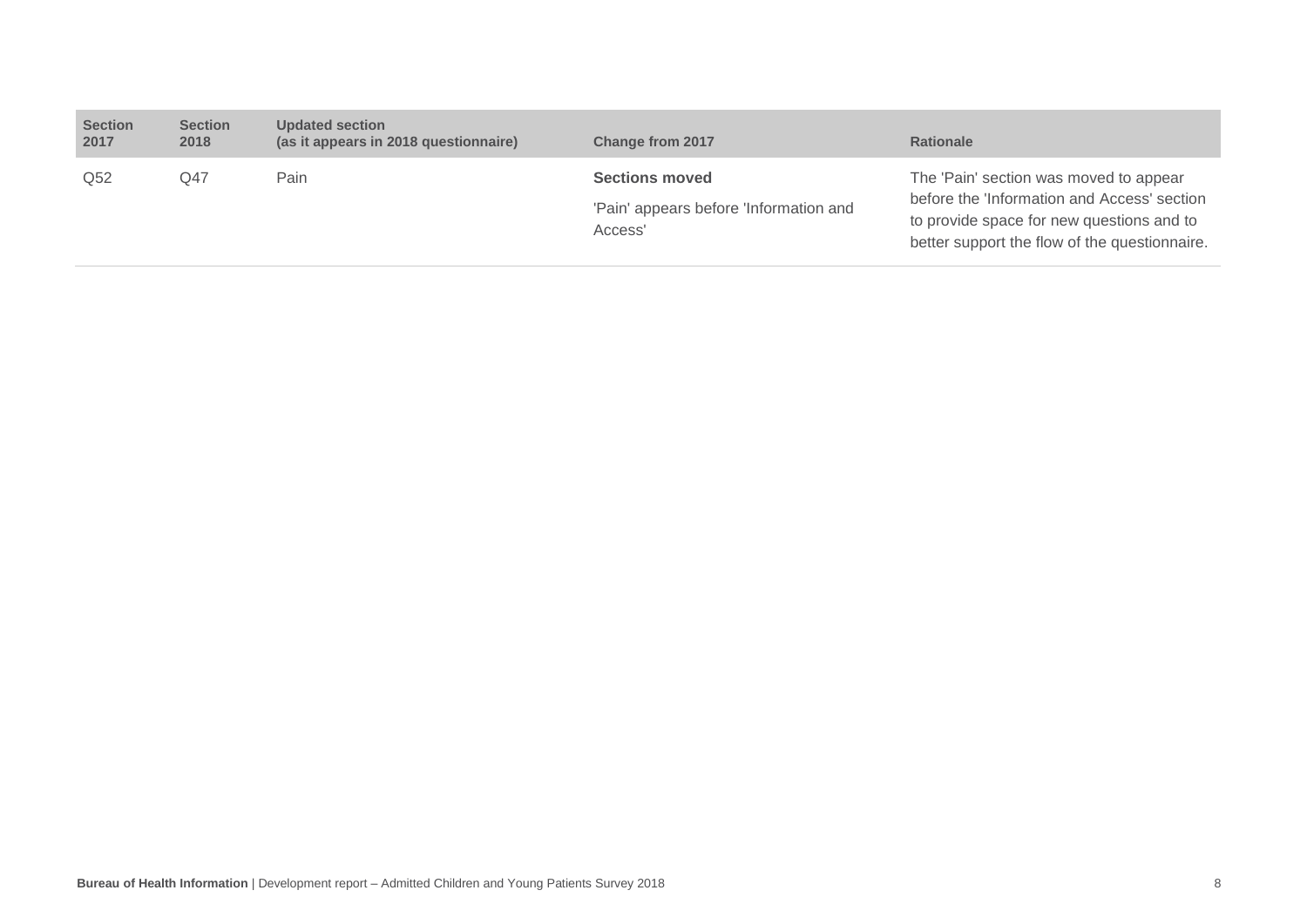| Section 2017 | Section 2018 | Updated section (as it appears in 2018 questionnaire) | Change from 2017 | Rationale |
| --- | --- | --- | --- | --- |
| Q52 | Q47 | Pain | **Sections moved**<br><br>'Pain' appears before 'Information and Access' | The 'Pain' section was moved to appear before the 'Information and Access' section to provide space for new questions and to better support the flow of the questionnaire. |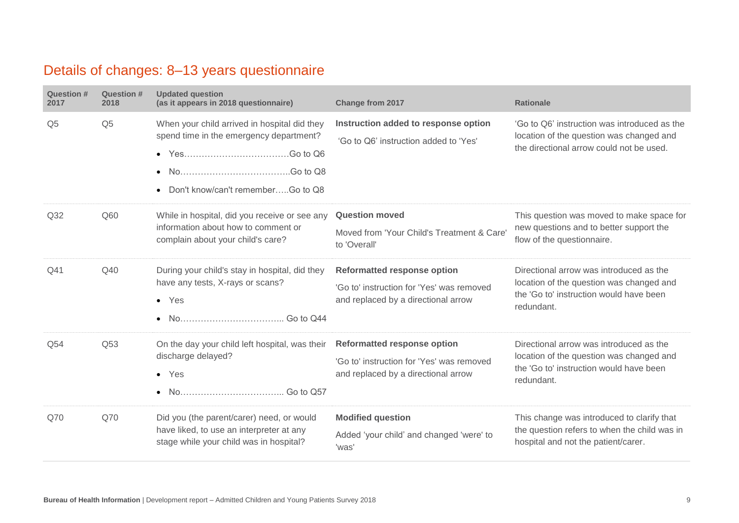## Details of changes: 8–13 years questionnaire

| Question # 2017 | Question # 2018 | Updated question (as it appears in 2018 questionnaire) | Change from 2017 | Rationale |
|---|---|---|---|---|
| Q5 | Q5 | When your child arrived in hospital did they spend time in the emergency department?<br>• Yes……………………………….Go to Q6<br>• No………………………………..Go to Q8<br>• Don't know/can't remember…..Go to Q8 | **Instruction added to response option**<br>'Go to Q6' instruction added to 'Yes' | 'Go to Q6' instruction was introduced as the location of the question was changed and the directional arrow could not be used. |
| Q32 | Q60 | While in hospital, did you receive or see any information about how to comment or complain about your child's care? | **Question moved**<br>Moved from 'Your Child's Treatment & Care' to 'Overall' | This question was moved to make space for new questions and to better support the flow of the questionnaire. |
| Q41 | Q40 | During your child's stay in hospital, did they have any tests, X-rays or scans?<br>• Yes<br>• No…………………………….. Go to Q44 | **Reformatted response option**<br>'Go to' instruction for 'Yes' was removed and replaced by a directional arrow | Directional arrow was introduced as the location of the question was changed and the 'Go to' instruction would have been redundant. |
| Q54 | Q53 | On the day your child left hospital, was their discharge delayed?<br>• Yes<br>• No…………………………….. Go to Q57 | **Reformatted response option**<br>'Go to' instruction for 'Yes' was removed and replaced by a directional arrow | Directional arrow was introduced as the location of the question was changed and the 'Go to' instruction would have been redundant. |
| Q70 | Q70 | Did you (the parent/carer) need, or would have liked, to use an interpreter at any stage while your child was in hospital? | **Modified question**<br>Added 'your child' and changed 'were' to 'was' | This change was introduced to clarify that the question refers to when the child was in hospital and not the patient/carer. |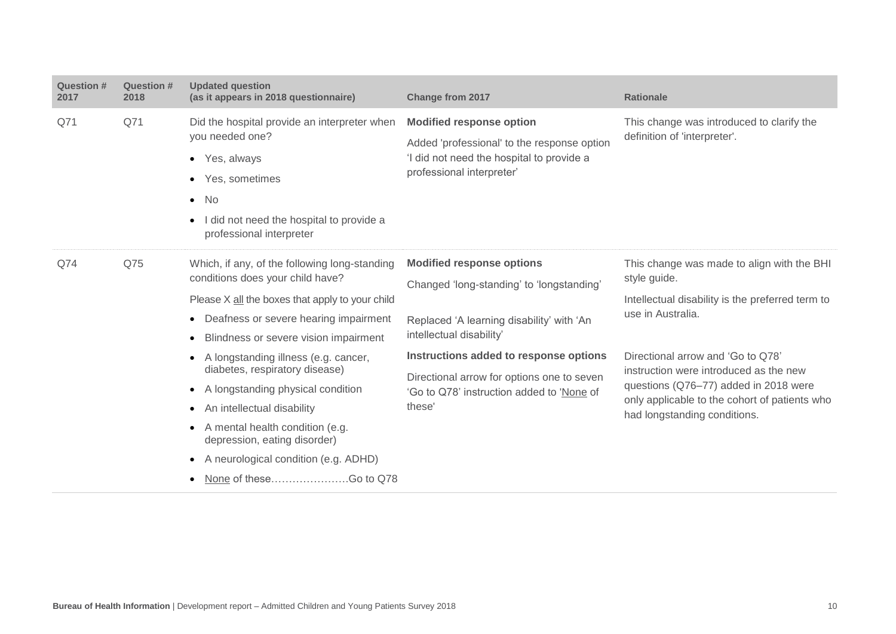| Question # 2017 | Question # 2018 | Updated question (as it appears in 2018 questionnaire) | Change from 2017 | Rationale |
|---|---|---|---|---|
| Q71 | Q71 | Did the hospital provide an interpreter when you needed one?<br>• Yes, always<br>• Yes, sometimes<br>• No<br>• I did not need the hospital to provide a professional interpreter | **Modified response option**<br>Added 'professional' to the response option 'I did not need the hospital to provide a professional interpreter' | This change was introduced to clarify the definition of 'interpreter'. |
| Q74 | Q75 | Which, if any, of the following long-standing conditions does your child have?<br>Please X all the boxes that apply to your child<br>• Deafness or severe hearing impairment<br>• Blindness or severe vision impairment<br>• A longstanding illness (e.g. cancer, diabetes, respiratory disease)<br>• A longstanding physical condition<br>• An intellectual disability<br>• A mental health condition (e.g. depression, eating disorder)<br>• A neurological condition (e.g. ADHD)<br>• None of these…………………Go to Q78 | **Modified response options**<br>Changed 'long-standing' to 'longstanding'<br>Replaced 'A learning disability' with 'An intellectual disability'<br>**Instructions added to response options**<br>Directional arrow for options one to seven 'Go to Q78' instruction added to 'None of these' | This change was made to align with the BHI style guide.<br>Intellectual disability is the preferred term to use in Australia.<br>Directional arrow and 'Go to Q78' instruction were introduced as the new questions (Q76–77) added in 2018 were only applicable to the cohort of patients who had longstanding conditions. |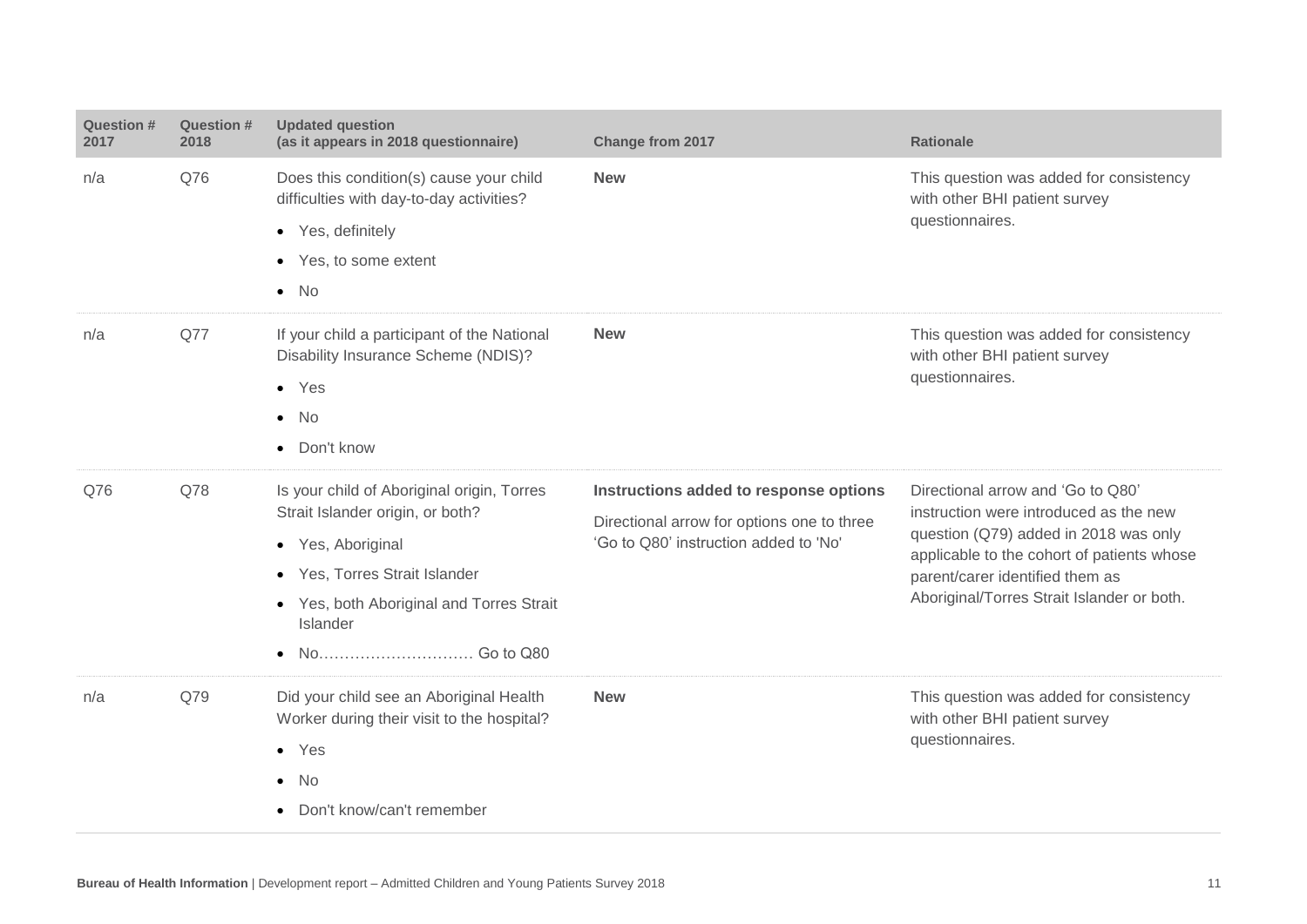| Question # 2017 | Question # 2018 | Updated question (as it appears in 2018 questionnaire) | Change from 2017 | Rationale |
|---|---|---|---|---|
| n/a | Q76 | Does this condition(s) cause your child difficulties with day-to-day activities?<br>• Yes, definitely<br>• Yes, to some extent<br>• No | **New** | This question was added for consistency with other BHI patient survey questionnaires. |
| n/a | Q77 | If your child a participant of the National Disability Insurance Scheme (NDIS)?<br>• Yes<br>• No<br>• Don't know | **New** | This question was added for consistency with other BHI patient survey questionnaires. |
| Q76 | Q78 | Is your child of Aboriginal origin, Torres Strait Islander origin, or both?<br>• Yes, Aboriginal<br>• Yes, Torres Strait Islander<br>• Yes, both Aboriginal and Torres Strait Islander<br>• No………………………… Go to Q80 | **Instructions added to response options**<br>Directional arrow for options one to three 'Go to Q80' instruction added to 'No' | Directional arrow and 'Go to Q80' instruction were introduced as the new question (Q79) added in 2018 was only applicable to the cohort of patients whose parent/carer identified them as Aboriginal/Torres Strait Islander or both. |
| n/a | Q79 | Did your child see an Aboriginal Health Worker during their visit to the hospital?<br>• Yes<br>• No<br>• Don't know/can't remember | **New** | This question was added for consistency with other BHI patient survey questionnaires. |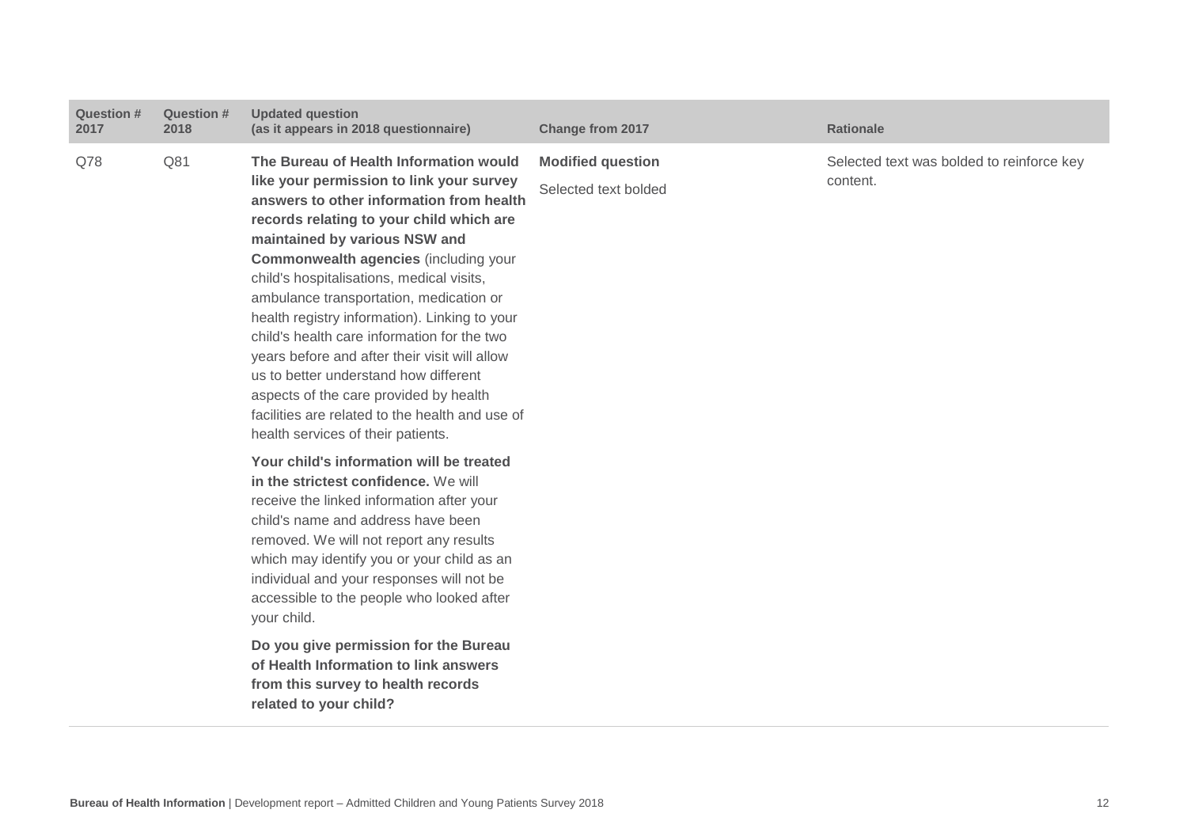| Question # 2017 | Question # 2018 | Updated question (as it appears in 2018 questionnaire) | Change from 2017 | Rationale |
|---|---|---|---|---|
| Q78 | Q81 | **The Bureau of Health Information would like your permission to link your survey answers to other information from health records relating to your child which are maintained by various NSW and Commonwealth agencies** (including your child's hospitalisations, medical visits, ambulance transportation, medication or health registry information). Linking to your child's health care information for the two years before and after their visit will allow us to better understand how different aspects of the care provided by health facilities are related to the health and use of health services of their patients.<br><br>**Your child's information will be treated in the strictest confidence.** We will receive the linked information after your child's name and address have been removed. We will not report any results which may identify you or your child as an individual and your responses will not be accessible to the people who looked after your child.<br><br>**Do you give permission for the Bureau of Health Information to link answers from this survey to health records related to your child?** | **Modified question**<br><br>Selected text bolded | Selected text was bolded to reinforce key content. |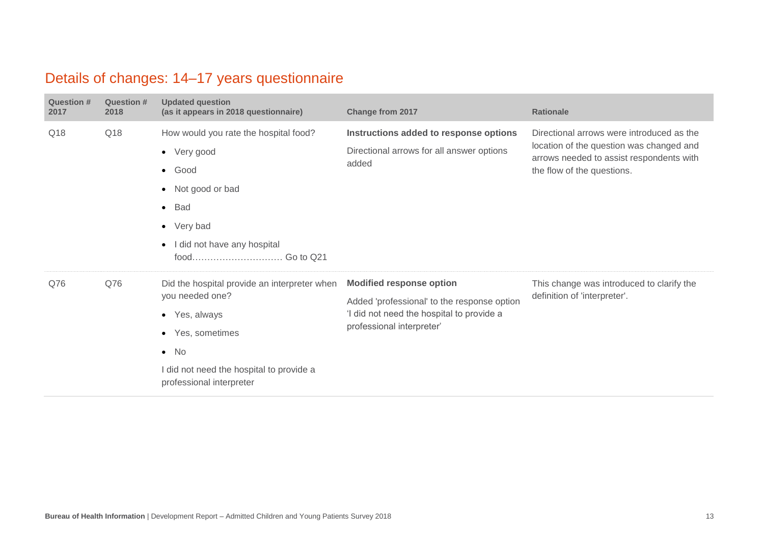## Details of changes: 14–17 years questionnaire

| Question # 2017 | Question # 2018 | Updated question (as it appears in 2018 questionnaire) | Change from 2017 | Rationale |
|---|---|---|---|---|
| Q18 | Q18 | How would you rate the hospital food?<br>• Very good<br>• Good<br>• Not good or bad<br>• Bad<br>• Very bad<br>• I did not have any hospital food………………………… Go to Q21 | **Instructions added to response options**<br>Directional arrows for all answer options added | Directional arrows were introduced as the location of the question was changed and arrows needed to assist respondents with the flow of the questions. |
| Q76 | Q76 | Did the hospital provide an interpreter when you needed one?<br>• Yes, always<br>• Yes, sometimes<br>• No<br>I did not need the hospital to provide a professional interpreter | **Modified response option**<br>Added 'professional' to the response option 'I did not need the hospital to provide a professional interpreter' | This change was introduced to clarify the definition of 'interpreter'. |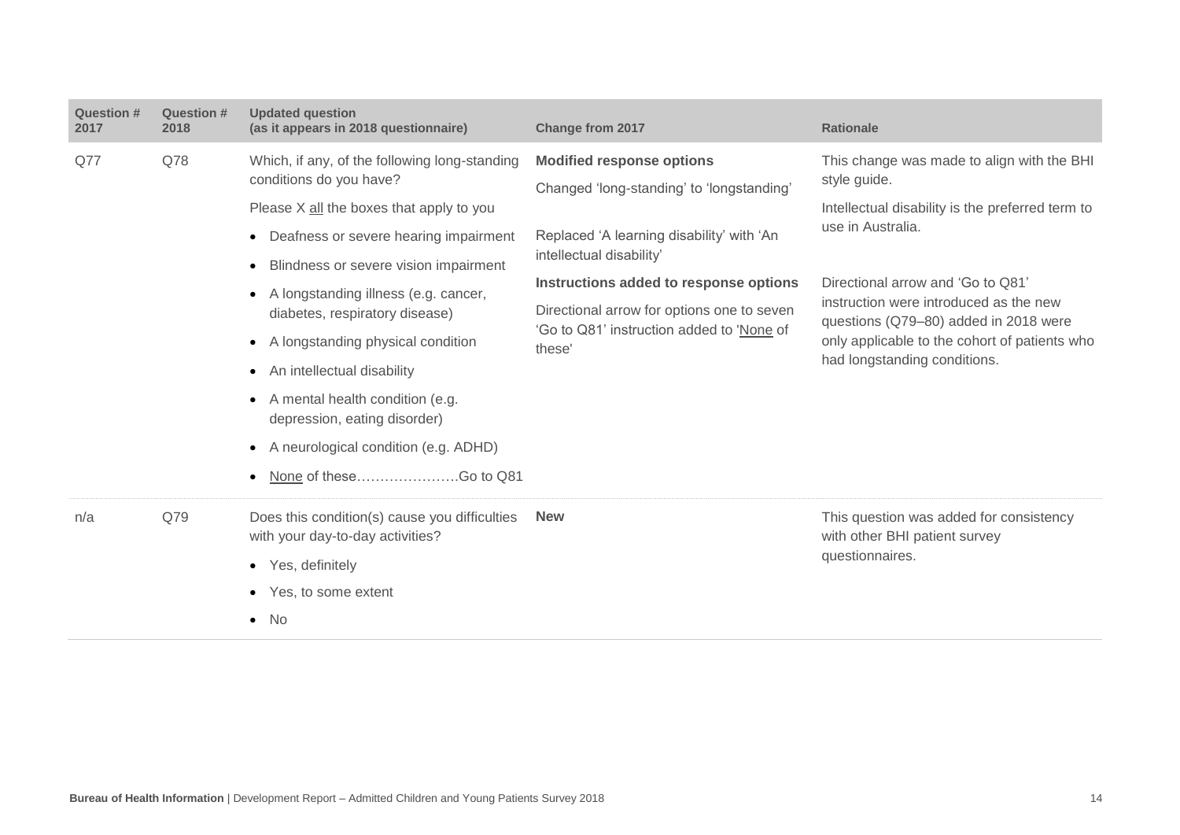| Question # 2017 | Question # 2018 | Updated question (as it appears in 2018 questionnaire) | Change from 2017 | Rationale |
|---|---|---|---|---|
| Q77 | Q78 | Which, if any, of the following long-standing conditions do you have?<br>Please X all the boxes that apply to you<br>• Deafness or severe hearing impairment<br>• Blindness or severe vision impairment<br>• A longstanding illness (e.g. cancer, diabetes, respiratory disease)<br>• A longstanding physical condition<br>• An intellectual disability<br>• A mental health condition (e.g. depression, eating disorder)<br>• A neurological condition (e.g. ADHD)<br>• None of these………………….Go to Q81 | **Modified response options**<br>Changed 'long-standing' to 'longstanding'<br>Replaced 'A learning disability' with 'An intellectual disability'<br>**Instructions added to response options**<br>Directional arrow for options one to seven 'Go to Q81' instruction added to 'None of these' | This change was made to align with the BHI style guide.<br>Intellectual disability is the preferred term to use in Australia.<br>Directional arrow and 'Go to Q81' instruction were introduced as the new questions (Q79–80) added in 2018 were only applicable to the cohort of patients who had longstanding conditions. |
| n/a | Q79 | Does this condition(s) cause you difficulties with your day-to-day activities?<br>• Yes, definitely<br>• Yes, to some extent<br>• No | **New** | This question was added for consistency with other BHI patient survey questionnaires. |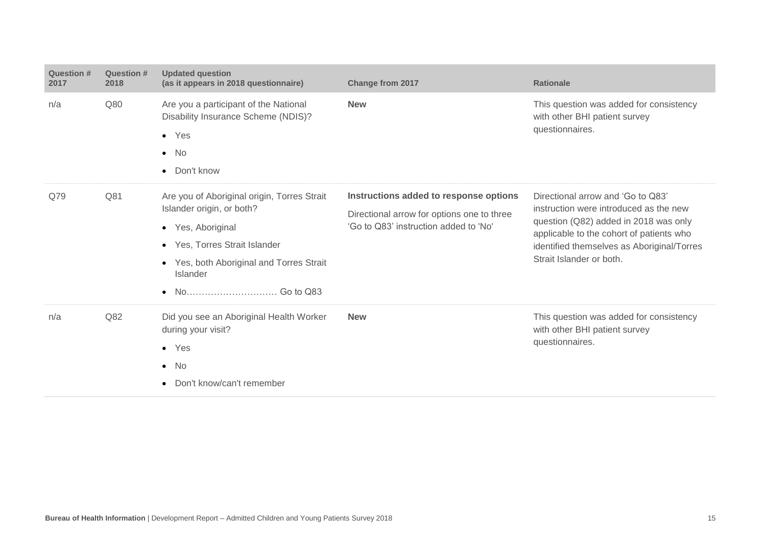| Question # 2017 | Question # 2018 | Updated question (as it appears in 2018 questionnaire) | Change from 2017 | Rationale |
|---|---|---|---|---|
| n/a | Q80 | Are you a participant of the National Disability Insurance Scheme (NDIS)?<br>• Yes<br>• No<br>• Don't know | **New** | This question was added for consistency with other BHI patient survey questionnaires. |
| Q79 | Q81 | Are you of Aboriginal origin, Torres Strait Islander origin, or both?<br>• Yes, Aboriginal<br>• Yes, Torres Strait Islander<br>• Yes, both Aboriginal and Torres Strait Islander<br>• No………………………… Go to Q83 | **Instructions added to response options**<br>Directional arrow for options one to three<br>'Go to Q83' instruction added to 'No' | Directional arrow and 'Go to Q83' instruction were introduced as the new question (Q82) added in 2018 was only applicable to the cohort of patients who identified themselves as Aboriginal/Torres Strait Islander or both. |
| n/a | Q82 | Did you see an Aboriginal Health Worker during your visit?<br>• Yes<br>• No<br>• Don't know/can't remember | **New** | This question was added for consistency with other BHI patient survey questionnaires. |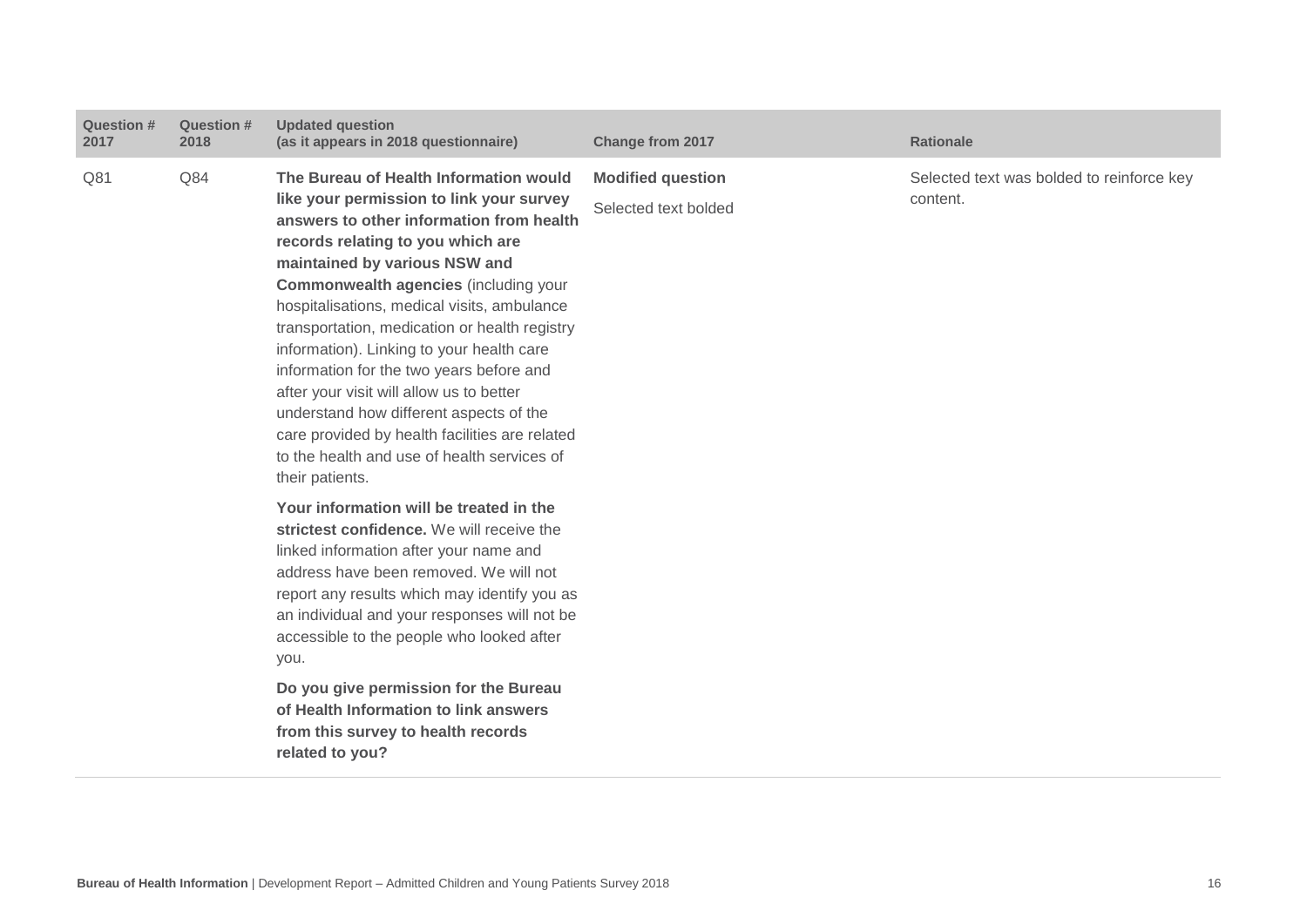| Question # 2017 | Question # 2018 | Updated question (as it appears in 2018 questionnaire) | Change from 2017 | Rationale |
|---|---|---|---|---|
| Q81 | Q84 | **The Bureau of Health Information would like your permission to link your survey answers to other information from health records relating to you which are maintained by various NSW and Commonwealth agencies** (including your hospitalisations, medical visits, ambulance transportation, medication or health registry information). Linking to your health care information for the two years before and after your visit will allow us to better understand how different aspects of the care provided by health facilities are related to the health and use of health services of their patients.<br><br>**Your information will be treated in the strictest confidence.** We will receive the linked information after your name and address have been removed. We will not report any results which may identify you as an individual and your responses will not be accessible to the people who looked after you.<br><br>**Do you give permission for the Bureau of Health Information to link answers from this survey to health records related to you?** | **Modified question**<br><br>Selected text bolded | Selected text was bolded to reinforce key content. |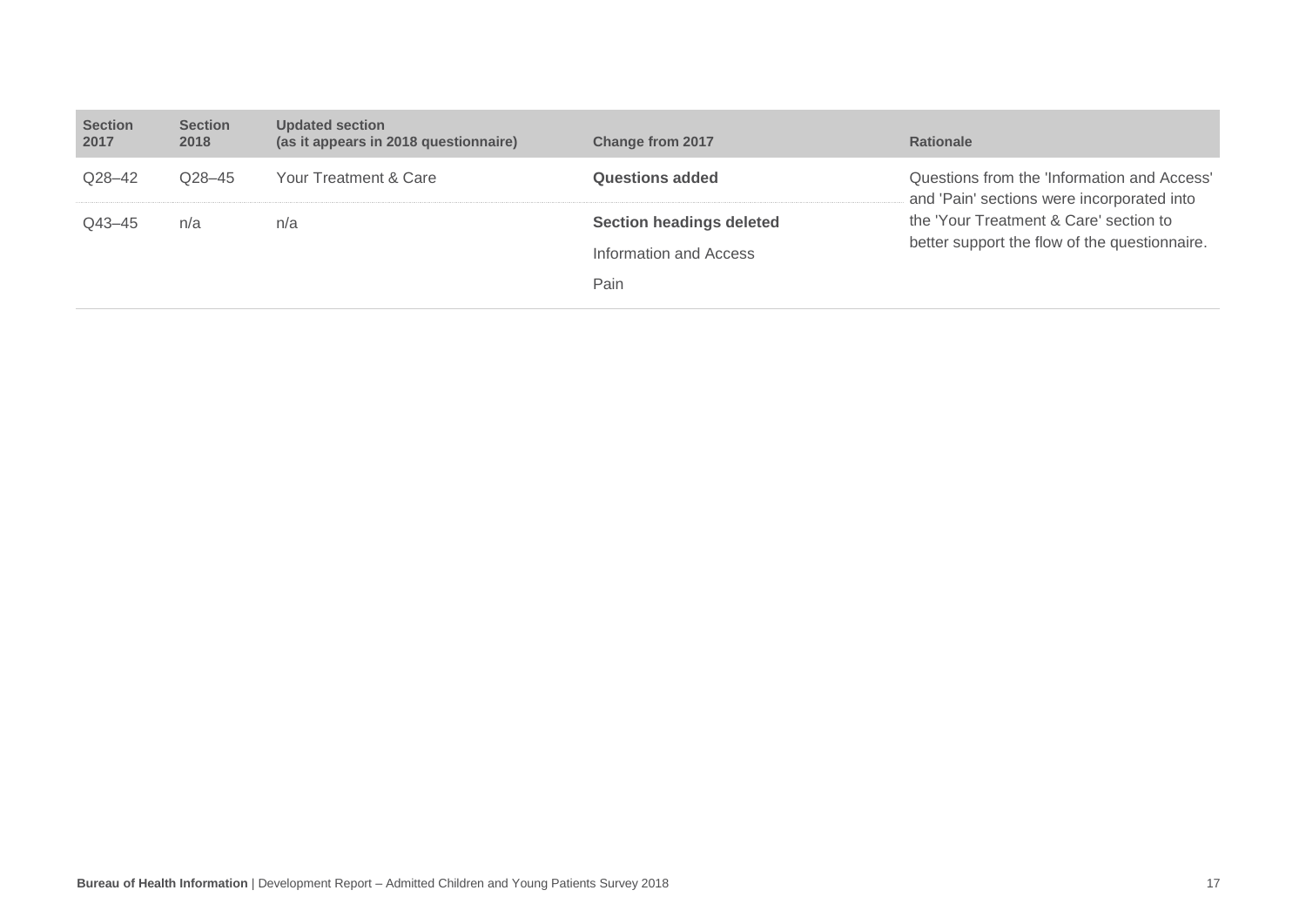| Section 2017 | Section 2018 | Updated section (as it appears in 2018 questionnaire) | Change from 2017 | Rationale |
|---|---|---|---|---|
| Q28–42 | Q28–45 | Your Treatment & Care | **Questions added** | Questions from the 'Information and Access' and 'Pain' sections were incorporated into the 'Your Treatment & Care' section to better support the flow of the questionnaire. |
| Q43–45 | n/a | n/a | **Section headings deleted**<br>Information and Access<br>Pain | |